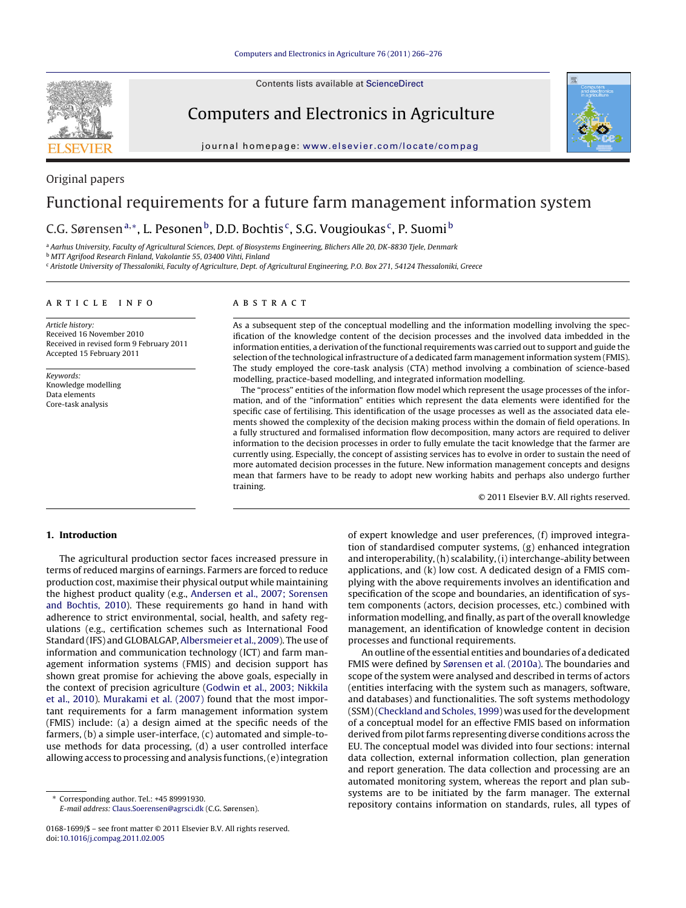Original papers

# Functional requirements for a future farm management information system

C.G. Sørensen[a,*], L. Pesonen[b], D.D. Bochtis[c], S.G. Vougioukas[c], P. Suomi[b]

[a] Aarhus University, Faculty of Agricultural Sciences, Dept. of Biosystems Engineering, Blichers Alle 20, DK-8830 Tjele, Denmark
[b] MTT Agrifood Research Finland, Vakolantie 55, 03400 Vihti, Finland
[c] Aristotle University of Thessaloniki, Faculty of Agriculture, Dept. of Agricultural Engineering, P.O. Box 271, 54124 Thessaloniki, Greece

**ARTICLE INFO**

*Article history:*
Received 16 November 2010
Received in revised form 9 February 2011
Accepted 15 February 2011

*Keywords:*
Knowledge modelling
Data elements
Core-task analysis

**ABSTRACT**

As a subsequent step of the conceptual modelling and the information modelling involving the specification of the knowledge content of the decision processes and the involved data imbedded in the information entities, a derivation of the functional requirements was carried out to support and guide the selection of the technological infrastructure of a dedicated farm management information system (FMIS). The study employed the core-task analysis (CTA) method involving a combination of science-based modelling, practice-based modelling, and integrated information modelling.

The "process" entities of the information flow model which represent the usage processes of the information, and of the "information" entities which represent the data elements were identified for the specific case of fertilising. This identification of the usage processes as well as the associated data elements showed the complexity of the decision making process within the domain of field operations. In a fully structured and formalised information flow decomposition, many actors are required to deliver information to the decision processes in order to fully emulate the tacit knowledge that the farmer are currently using. Especially, the concept of assisting services has to evolve in order to sustain the need of more automated decision processes in the future. New information management concepts and designs mean that farmers have to be ready to adopt new working habits and perhaps also undergo further training.

© 2011 Elsevier B.V. All rights reserved.

## 1. Introduction

The agricultural production sector faces increased pressure in terms of reduced margins of earnings. Farmers are forced to reduce production cost, maximise their physical output while maintaining the highest product quality (e.g., Andersen et al., 2007; Sorensen and Bochtis, 2010). These requirements go hand in hand with adherence to strict environmental, social, health, and safety regulations (e.g., certification schemes such as International Food Standard (IFS) and GLOBALGAP, Albersmeier et al., 2009). The use of information and communication technology (ICT) and farm management information systems (FMIS) and decision support has shown great promise for achieving the above goals, especially in the context of precision agriculture (Godwin et al., 2003; Nikkila et al., 2010). Murakami et al. (2007) found that the most important requirements for a farm management information system (FMIS) include: (a) a design aimed at the specific needs of the farmers, (b) a simple user-interface, (c) automated and simple-to-use methods for data processing, (d) a user controlled interface allowing access to processing and analysis functions, (e) integration of expert knowledge and user preferences, (f) improved integration of standardised computer systems, (g) enhanced integration and interoperability, (h) scalability, (i) interchange-ability between applications, and (k) low cost. A dedicated design of a FMIS complying with the above requirements involves an identification and specification of the scope and boundaries, an identification of system components (actors, decision processes, etc.) combined with information modelling, and finally, as part of the overall knowledge management, an identification of knowledge content in decision processes and functional requirements.

An outline of the essential entities and boundaries of a dedicated FMIS were defined by Sørensen et al. (2010a). The boundaries and scope of the system were analysed and described in terms of actors (entities interfacing with the system such as managers, software, and databases) and functionalities. The soft systems methodology (SSM) (Checkland and Scholes, 1999) was used for the development of a conceptual model for an effective FMIS based on information derived from pilot farms representing diverse conditions across the EU. The conceptual model was divided into four sections: internal data collection, external information collection, plan generation and report generation. The data collection and processing are an automated monitoring system, whereas the report and plan subsystems are to be initiated by the farm manager. The external repository contains information on standards, rules, all types of

* Corresponding author. Tel.: +45 89991930.
E-mail address: Claus.Soerensen@agrsci.dk (C.G. Sørensen).

0168-1699/$ – see front matter © 2011 Elsevier B.V. All rights reserved.
doi:10.1016/j.compag.2011.02.005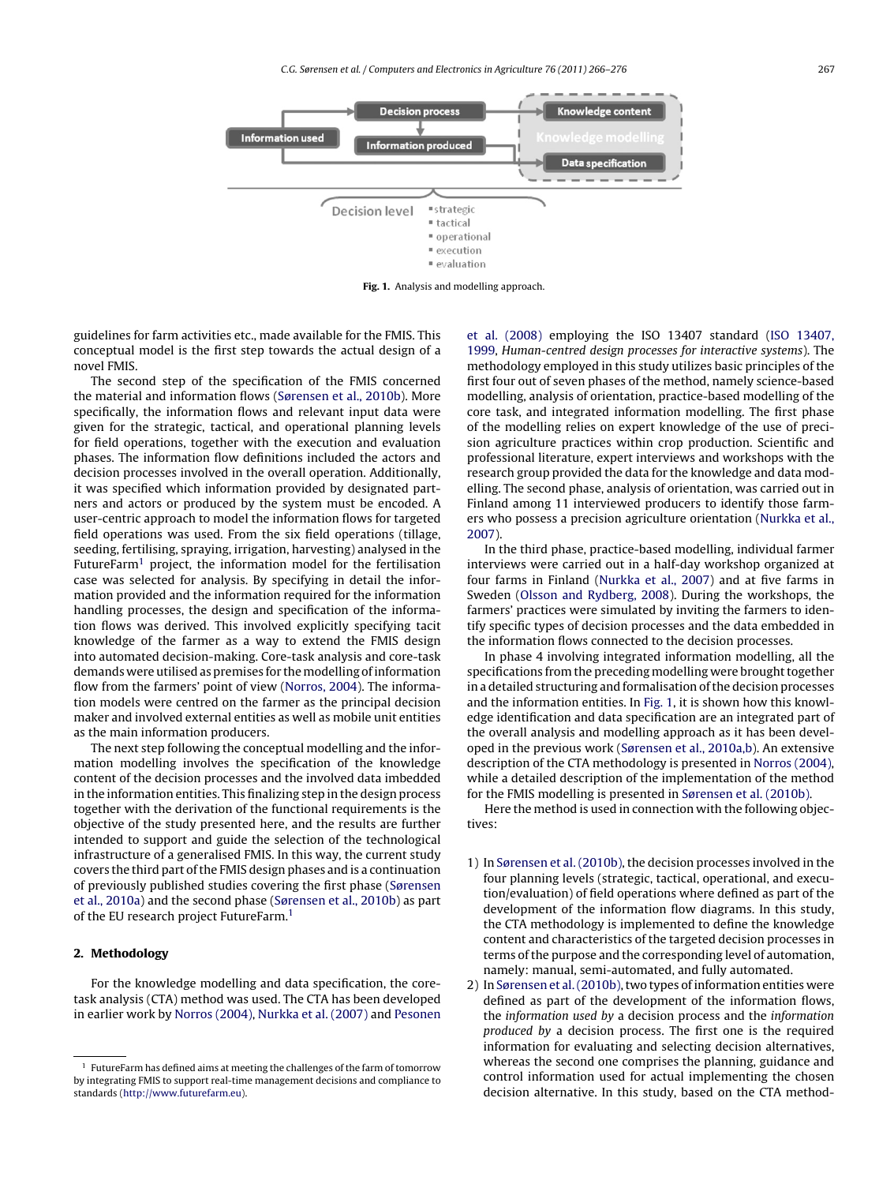Decision process

Information used

Information produced

Knowledge content

Knowledge modelling

Data specification

Decision level

- strategic
- tactical
- operational
- execution
- evaluation

**Fig. 1.** Analysis and modelling approach.

guidelines for farm activities etc., made available for the FMIS. This conceptual model is the first step towards the actual design of a novel FMIS.

The second step of the specification of the FMIS concerned the material and information flows (Sørensen et al., 2010b). More specifically, the information flows and relevant input data were given for the strategic, tactical, and operational planning levels for field operations, together with the execution and evaluation phases. The information flow definitions included the actors and decision processes involved in the overall operation. Additionally, it was specified which information provided by designated partners and actors or produced by the system must be encoded. A user-centric approach to model the information flows for targeted field operations was used. From the six field operations (tillage, seeding, fertilising, spraying, irrigation, harvesting) analysed in the FutureFarm[1] project, the information model for the fertilisation case was selected for analysis. By specifying in detail the information provided and the information required for the information handling processes, the design and specification of the information flows was derived. This involved explicitly specifying tacit knowledge of the farmer as a way to extend the FMIS design into automated decision-making. Core-task analysis and core-task demands were utilised as premises for the modelling of information flow from the farmers' point of view (Norros, 2004). The information models were centred on the farmer as the principal decision maker and involved external entities as well as mobile unit entities as the main information producers.

The next step following the conceptual modelling and the information modelling involves the specification of the knowledge content of the decision processes and the involved data imbedded in the information entities. This finalizing step in the design process together with the derivation of the functional requirements is the objective of the study presented here, and the results are further intended to support and guide the selection of the technological infrastructure of a generalised FMIS. In this way, the current study covers the third part of the FMIS design phases and is a continuation of previously published studies covering the first phase (Sørensen et al., 2010a) and the second phase (Sørensen et al., 2010b) as part of the EU research project FutureFarm.[1]

## 2. Methodology

For the knowledge modelling and data specification, the core-task analysis (CTA) method was used. The CTA has been developed in earlier work by Norros (2004), Nurkka et al. (2007) and Pesonen et al. (2008) employing the ISO 13407 standard (ISO 13407, 1999, *Human-centred design processes for interactive systems*). The methodology employed in this study utilizes basic principles of the first four out of seven phases of the method, namely science-based modelling, analysis of orientation, practice-based modelling of the core task, and integrated information modelling. The first phase of the modelling relies on expert knowledge of the use of precision agriculture practices within crop production. Scientific and professional literature, expert interviews and workshops with the research group provided the data for the knowledge and data modelling. The second phase, analysis of orientation, was carried out in Finland among 11 interviewed producers to identify those farmers who possess a precision agriculture orientation (Nurkka et al., 2007).

In the third phase, practice-based modelling, individual farmer interviews were carried out in a half-day workshop organized at four farms in Finland (Nurkka et al., 2007) and at five farms in Sweden (Olsson and Rydberg, 2008). During the workshops, the farmers' practices were simulated by inviting the farmers to identify specific types of decision processes and the data embedded in the information flows connected to the decision processes.

In phase 4 involving integrated information modelling, all the specifications from the preceding modelling were brought together in a detailed structuring and formalisation of the decision processes and the information entities. In Fig. 1, it is shown how this knowledge identification and data specification are an integrated part of the overall analysis and modelling approach as it has been developed in the previous work (Sørensen et al., 2010a,b). An extensive description of the CTA methodology is presented in Norros (2004), while a detailed description of the implementation of the method for the FMIS modelling is presented in Sørensen et al. (2010b).

Here the method is used in connection with the following objectives:

1) In Sørensen et al. (2010b), the decision processes involved in the four planning levels (strategic, tactical, operational, and execution/evaluation) of field operations where defined as part of the development of the information flow diagrams. In this study, the CTA methodology is implemented to define the knowledge content and characteristics of the targeted decision processes in terms of the purpose and the corresponding level of automation, namely: manual, semi-automated, and fully automated.
2) In Sørensen et al. (2010b), two types of information entities were defined as part of the development of the information flows, the *information used by* a decision process and the *information produced by* a decision process. The first one is the required information for evaluating and selecting decision alternatives, whereas the second one comprises the planning, guidance and control information used for actual implementing the chosen decision alternative. In this study, based on the CTA method-

[1] FutureFarm has defined aims at meeting the challenges of the farm of tomorrow by integrating FMIS to support real-time management decisions and compliance to standards (http://www.futurefarm.eu).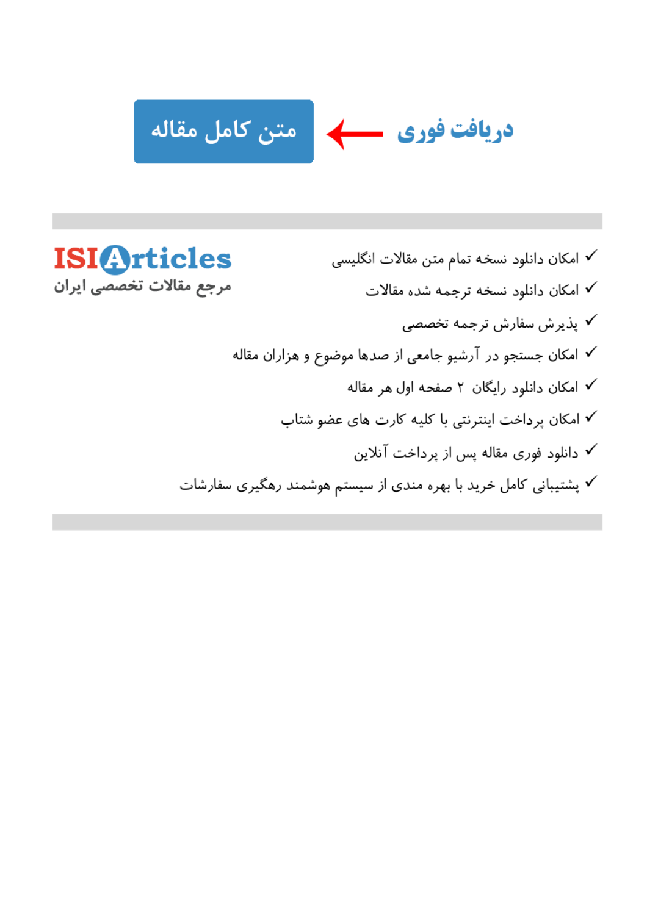دریافت فوری ← متن کامل مقاله

**ISIArticles**

مرجع مقالات تخصصی ایران

- ✓ امکان دانلود نسخه تمام متن مقالات انگلیسی
- ✓ امکان دانلود نسخه ترجمه شده مقالات
- ✓ پذیرش سفارش ترجمه تخصصی
- ✓ امکان جستجو در آرشیو جامعی از صدها موضوع و هزاران مقاله
- ✓ امکان دانلود رایگان ۲ صفحه اول هر مقاله
- ✓ امکان پرداخت اینترنتی با کلیه کارت های عضو شتاب
- ✓ دانلود فوری مقاله پس از پرداخت آنلاین
- ✓ پشتیبانی کامل خرید با بهره مندی از سیستم هوشمند رهگیری سفارشات